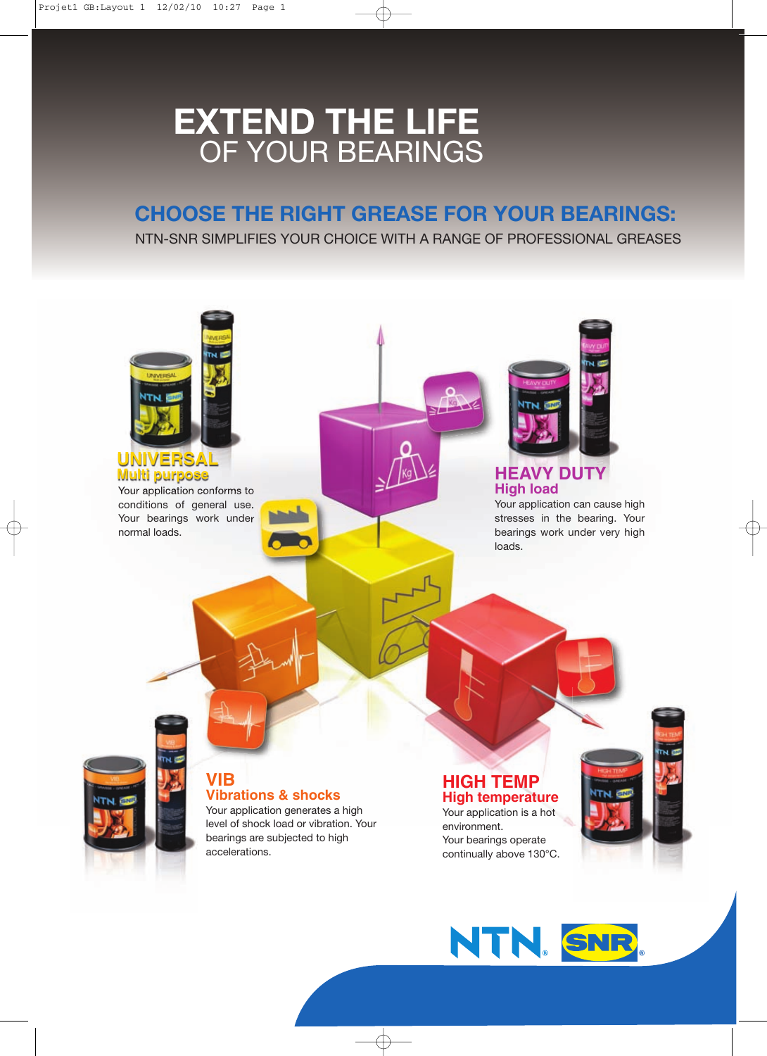# EXTEND THE LIFE OF YOUR BEARINGS

## CHOOSE THE RIGHT GREASE FOR YOUR BEARINGS:

NTN-SNR SIMPLIFIES YOUR CHOICE WITH A RANGE OF PROFESSIONAL GREASES

### UNIVERSAL
**Multi purpose**

Your application conforms to conditions of general use. Your bearings work under normal loads.

### HEAVY DUTY
**High load**

Your application can cause high stresses in the bearing. Your bearings work under very high loads.

### VIB
**Vibrations & shocks**

Your application generates a high level of shock load or vibration. Your bearings are subjected to high accelerations.

### HIGH TEMP
**High temperature**

Your application is a hot environment.
Your bearings operate continually above 130°C.

NTN SNR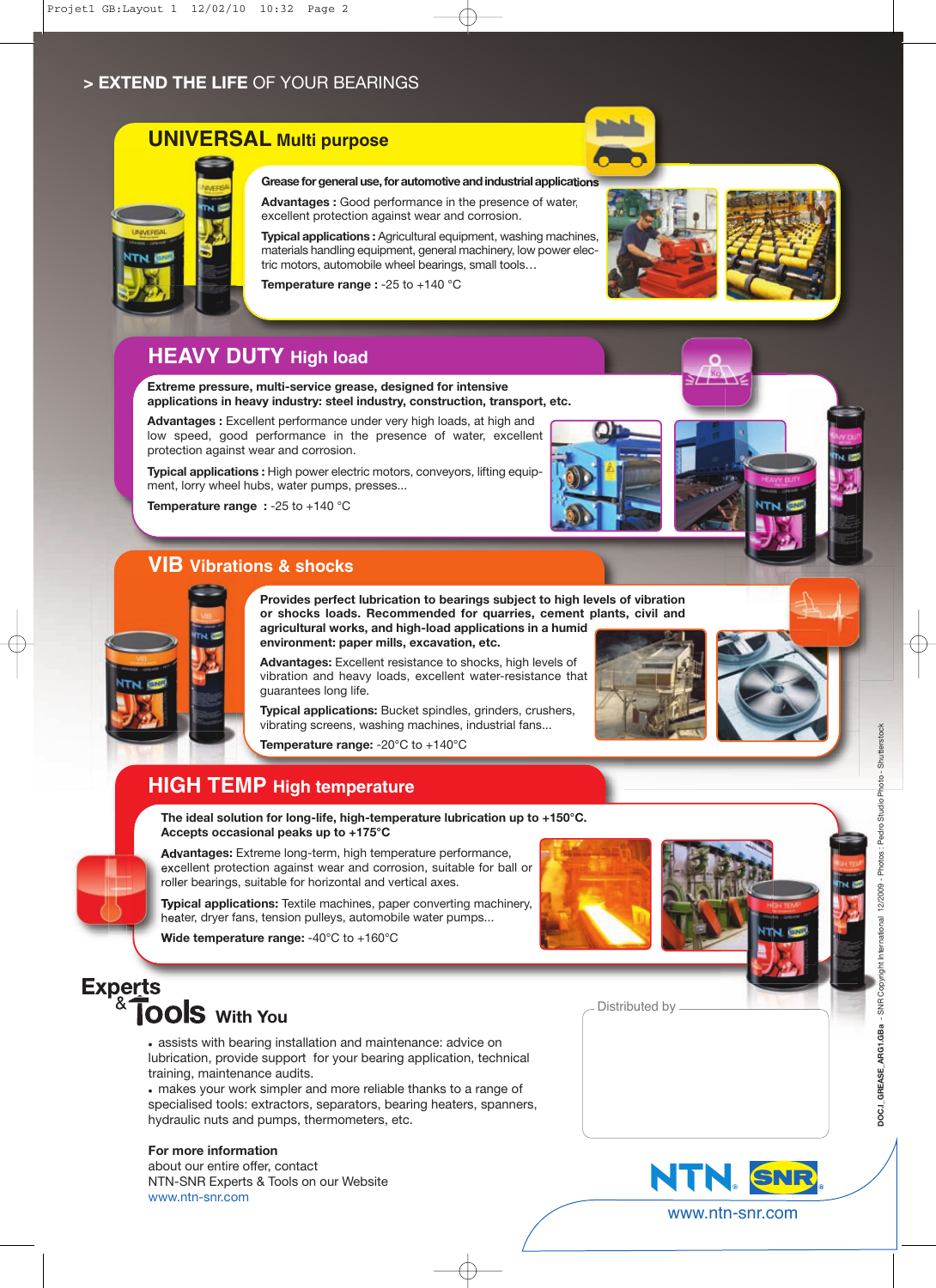## > EXTEND THE LIFE OF YOUR BEARINGS

## UNIVERSAL Multi purpose

**Grease for general use, for automotive and industrial applications**

**Advantages :** Good performance in the presence of water, excellent protection against wear and corrosion.

**Typical applications :** Agricultural equipment, washing machines, materials handling equipment, general machinery, low power electric motors, automobile wheel bearings, small tools…

**Temperature range :** -25 to +140 °C

## HEAVY DUTY High load

**Extreme pressure, multi-service grease, designed for intensive applications in heavy industry: steel industry, construction, transport, etc.**

**Advantages :** Excellent performance under very high loads, at high and low speed, good performance in the presence of water, excellent protection against wear and corrosion.

**Typical applications :** High power electric motors, conveyors, lifting equipment, lorry wheel hubs, water pumps, presses...

**Temperature range :** -25 to +140 °C

## VIB Vibrations & shocks

**Provides perfect lubrication to bearings subject to high levels of vibration or shocks loads. Recommended for quarries, cement plants, civil and agricultural works, and high-load applications in a humid environment: paper mills, excavation, etc.**

**Advantages:** Excellent resistance to shocks, high levels of vibration and heavy loads, excellent water-resistance that guarantees long life.

**Typical applications:** Bucket spindles, grinders, crushers, vibrating screens, washing machines, industrial fans...

**Temperature range:** -20°C to +140°C

## HIGH TEMP High temperature

**The ideal solution for long-life, high-temperature lubrication up to +150°C. Accepts occasional peaks up to +175°C**

**Advantages:** Extreme long-term, high temperature performance, excellent protection against wear and corrosion, suitable for ball or roller bearings, suitable for horizontal and vertical axes.

**Typical applications:** Textile machines, paper converting machinery, heater, dryer fans, tension pulleys, automobile water pumps...

**Wide temperature range:** -40°C to +160°C

## Experts & Tools With You

- assists with bearing installation and maintenance: advice on lubrication, provide support for your bearing application, technical training, maintenance audits.
- makes your work simpler and more reliable thanks to a range of specialised tools: extractors, separators, bearing heaters, spanners, hydraulic nuts and pumps, thermometers, etc.

**For more information**
about our entire offer, contact
NTN-SNR Experts & Tools on our Website
www.ntn-snr.com

Distributed by

NTN SNR
www.ntn-snr.com

DOC.I_GREASE_ARG1.GBa - SNR Copyright International 12/2009 - Photos : Pedro Studio Photo - Shutterstock